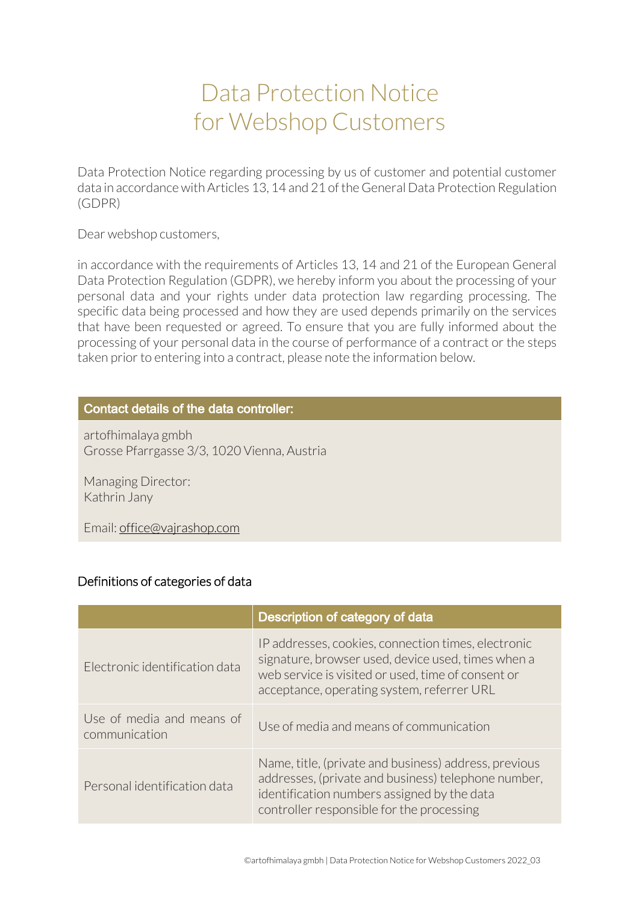# Data Protection Notice for Webshop Customers

Data Protection Notice regarding processing by us of customer and potential customer data in accordance with Articles 13, 14 and 21 of the General Data Protection Regulation (GDPR)

Dear webshop customers,

in accordance with the requirements of Articles 13, 14 and 21 of the European General Data Protection Regulation (GDPR), we hereby inform you about the processing of your personal data and your rights under data protection law regarding processing. The specific data being processed and how they are used depends primarily on the services that have been requested or agreed. To ensure that you are fully informed about the processing of your personal data in the course of performance of a contract or the steps taken prior to entering into a contract, please note the information below.

**Contact details of the data controller:**

artofhimalaya gmbh
Grosse Pfarrgasse 3/3, 1020 Vienna, Austria

Managing Director:
Kathrin Jany

Email: office@vajrashop.com

## Definitions of categories of data

| | Description of category of data |
|---|---|
| Electronic identification data | IP addresses, cookies, connection times, electronic signature, browser used, device used, times when a web service is visited or used, time of consent or acceptance, operating system, referrer URL |
| Use of media and means of communication | Use of media and means of communication |
| Personal identification data | Name, title, (private and business) address, previous addresses, (private and business) telephone number, identification numbers assigned by the data controller responsible for the processing |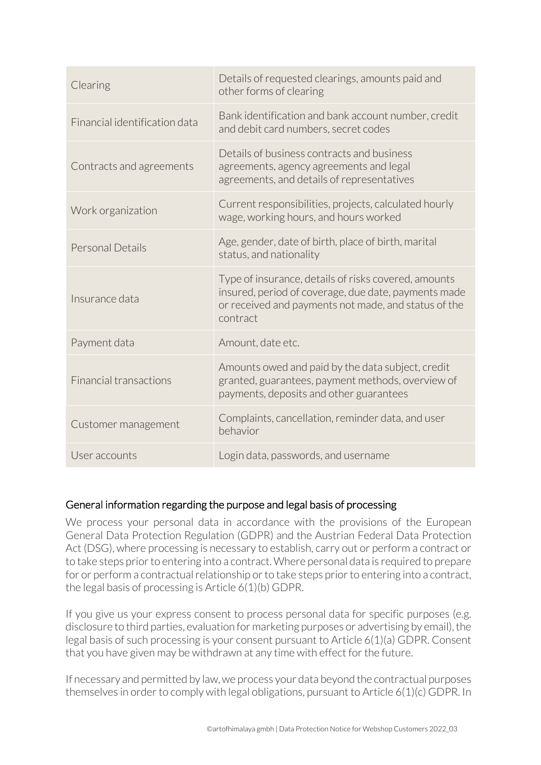| | |
|---|---|
| Clearing | Details of requested clearings, amounts paid and other forms of clearing |
| Financial identification data | Bank identification and bank account number, credit and debit card numbers, secret codes |
| Contracts and agreements | Details of business contracts and business agreements, agency agreements and legal agreements, and details of representatives |
| Work organization | Current responsibilities, projects, calculated hourly wage, working hours, and hours worked |
| Personal Details | Age, gender, date of birth, place of birth, marital status, and nationality |
| Insurance data | Type of insurance, details of risks covered, amounts insured, period of coverage, due date, payments made or received and payments not made, and status of the contract |
| Payment data | Amount, date etc. |
| Financial transactions | Amounts owed and paid by the data subject, credit granted, guarantees, payment methods, overview of payments, deposits and other guarantees |
| Customer management | Complaints, cancellation, reminder data, and user behavior |
| User accounts | Login data, passwords, and username |

## General information regarding the purpose and legal basis of processing

We process your personal data in accordance with the provisions of the European General Data Protection Regulation (GDPR) and the Austrian Federal Data Protection Act (DSG), where processing is necessary to establish, carry out or perform a contract or to take steps prior to entering into a contract. Where personal data is required to prepare for or perform a contractual relationship or to take steps prior to entering into a contract, the legal basis of processing is Article 6(1)(b) GDPR.

If you give us your express consent to process personal data for specific purposes (e.g. disclosure to third parties, evaluation for marketing purposes or advertising by email), the legal basis of such processing is your consent pursuant to Article 6(1)(a) GDPR. Consent that you have given may be withdrawn at any time with effect for the future.

If necessary and permitted by law, we process your data beyond the contractual purposes themselves in order to comply with legal obligations, pursuant to Article 6(1)(c) GDPR. In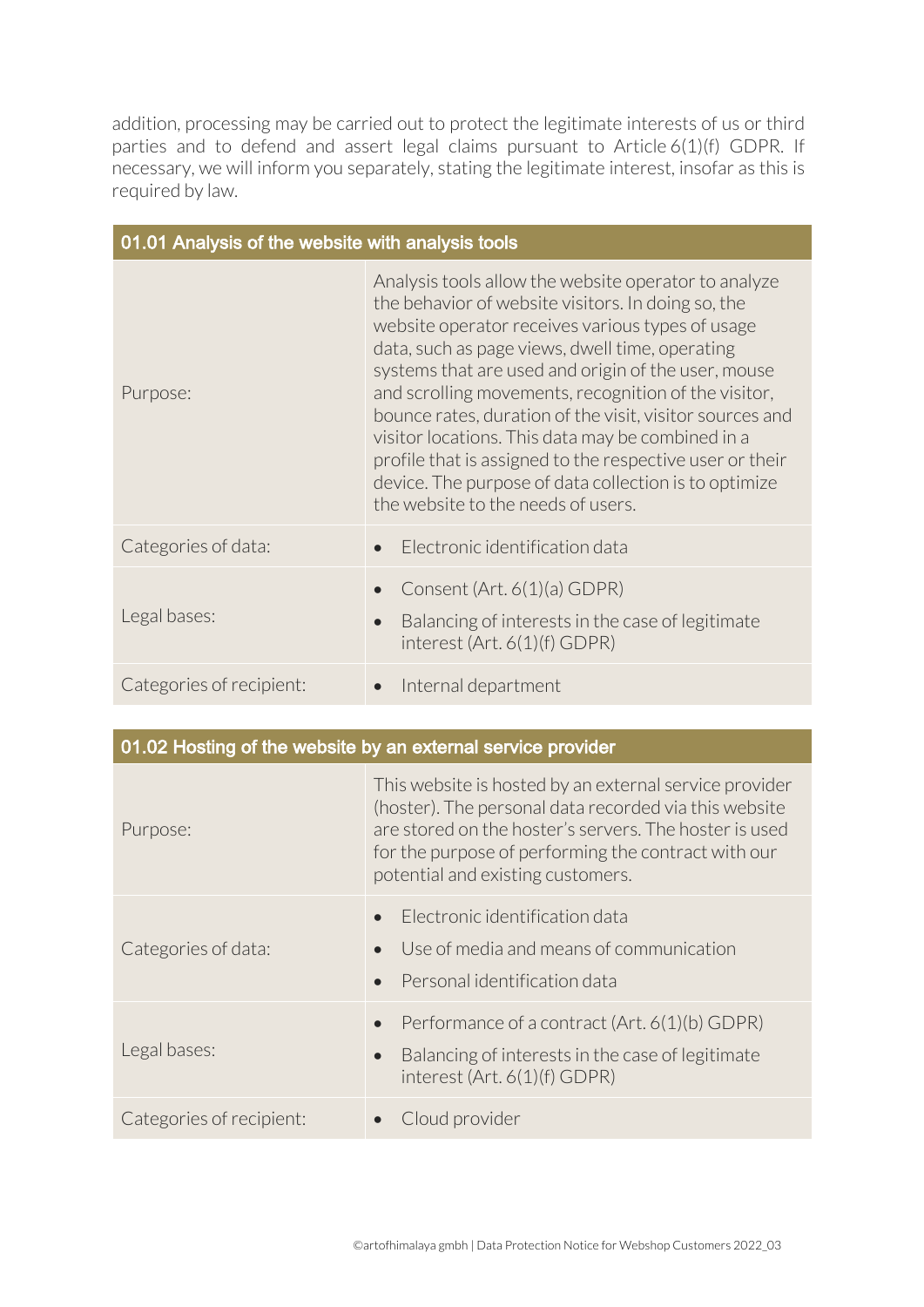addition, processing may be carried out to protect the legitimate interests of us or third parties and to defend and assert legal claims pursuant to Article 6(1)(f) GDPR. If necessary, we will inform you separately, stating the legitimate interest, insofar as this is required by law.

| 01.01 Analysis of the website with analysis tools | |
|---|---|
| Purpose: | Analysis tools allow the website operator to analyze the behavior of website visitors. In doing so, the website operator receives various types of usage data, such as page views, dwell time, operating systems that are used and origin of the user, mouse and scrolling movements, recognition of the visitor, bounce rates, duration of the visit, visitor sources and visitor locations. This data may be combined in a profile that is assigned to the respective user or their device. The purpose of data collection is to optimize the website to the needs of users. |
| Categories of data: | • Electronic identification data |
| Legal bases: | • Consent (Art. 6(1)(a) GDPR)<br>• Balancing of interests in the case of legitimate interest (Art. 6(1)(f) GDPR) |
| Categories of recipient: | • Internal department |

| 01.02 Hosting of the website by an external service provider | |
|---|---|
| Purpose: | This website is hosted by an external service provider (hoster). The personal data recorded via this website are stored on the hoster's servers. The hoster is used for the purpose of performing the contract with our potential and existing customers. |
| Categories of data: | • Electronic identification data<br>• Use of media and means of communication<br>• Personal identification data |
| Legal bases: | • Performance of a contract (Art. 6(1)(b) GDPR)<br>• Balancing of interests in the case of legitimate interest (Art. 6(1)(f) GDPR) |
| Categories of recipient: | • Cloud provider |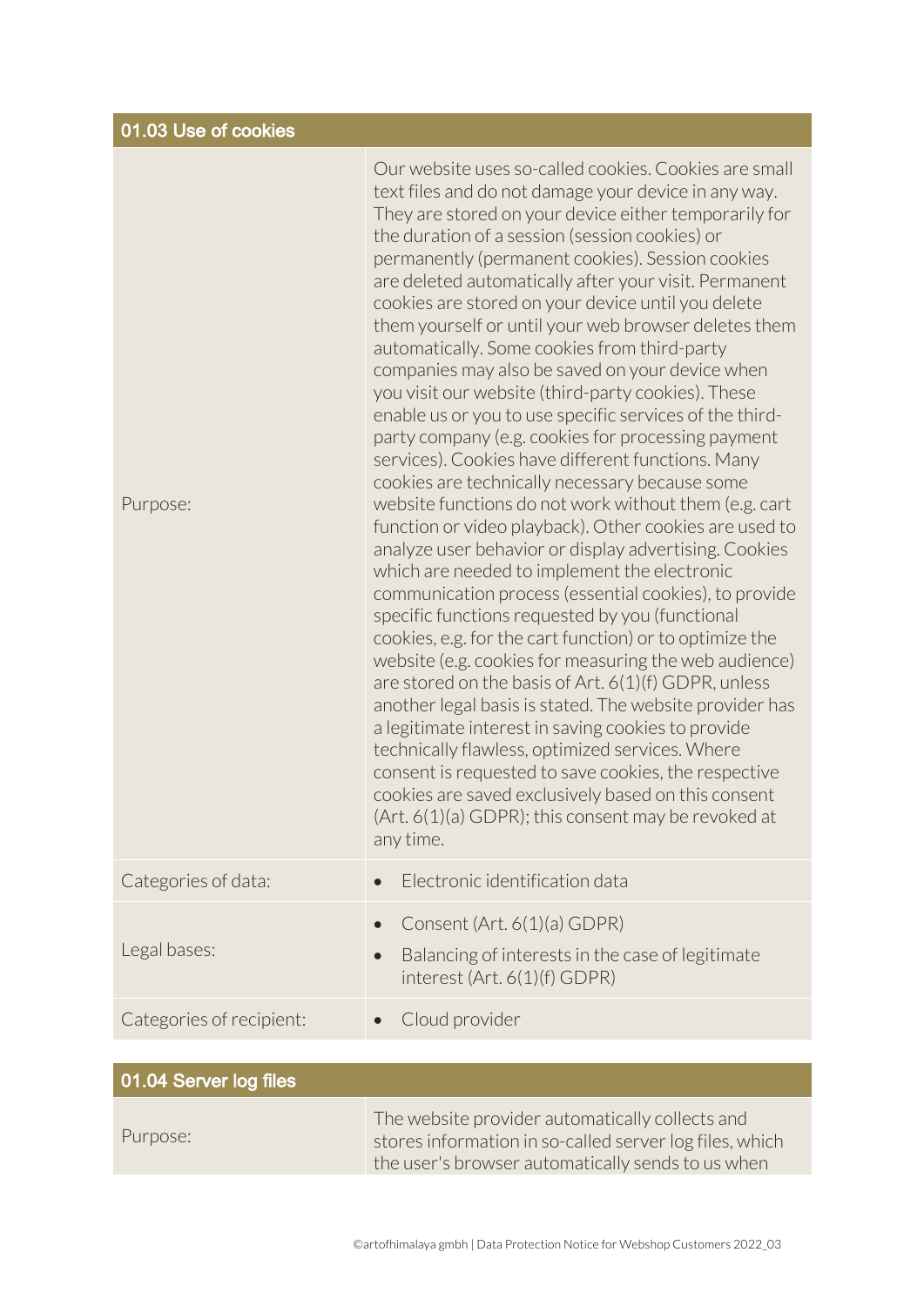## 01.03 Use of cookies

| | |
|---|---|
| Purpose: | Our website uses so-called cookies. Cookies are small text files and do not damage your device in any way. They are stored on your device either temporarily for the duration of a session (session cookies) or permanently (permanent cookies). Session cookies are deleted automatically after your visit. Permanent cookies are stored on your device until you delete them yourself or until your web browser deletes them automatically. Some cookies from third-party companies may also be saved on your device when you visit our website (third-party cookies). These enable us or you to use specific services of the third-party company (e.g. cookies for processing payment services). Cookies have different functions. Many cookies are technically necessary because some website functions do not work without them (e.g. cart function or video playback). Other cookies are used to analyze user behavior or display advertising. Cookies which are needed to implement the electronic communication process (essential cookies), to provide specific functions requested by you (functional cookies, e.g. for the cart function) or to optimize the website (e.g. cookies for measuring the web audience) are stored on the basis of Art. 6(1)(f) GDPR, unless another legal basis is stated. The website provider has a legitimate interest in saving cookies to provide technically flawless, optimized services. Where consent is requested to save cookies, the respective cookies are saved exclusively based on this consent (Art. 6(1)(a) GDPR); this consent may be revoked at any time. |
| Categories of data: | • Electronic identification data |
| Legal bases: | • Consent (Art. 6(1)(a) GDPR)<br>• Balancing of interests in the case of legitimate interest (Art. 6(1)(f) GDPR) |
| Categories of recipient: | • Cloud provider |

## 01.04 Server log files

| | |
|---|---|
| Purpose: | The website provider automatically collects and stores information in so-called server log files, which the user's browser automatically sends to us when |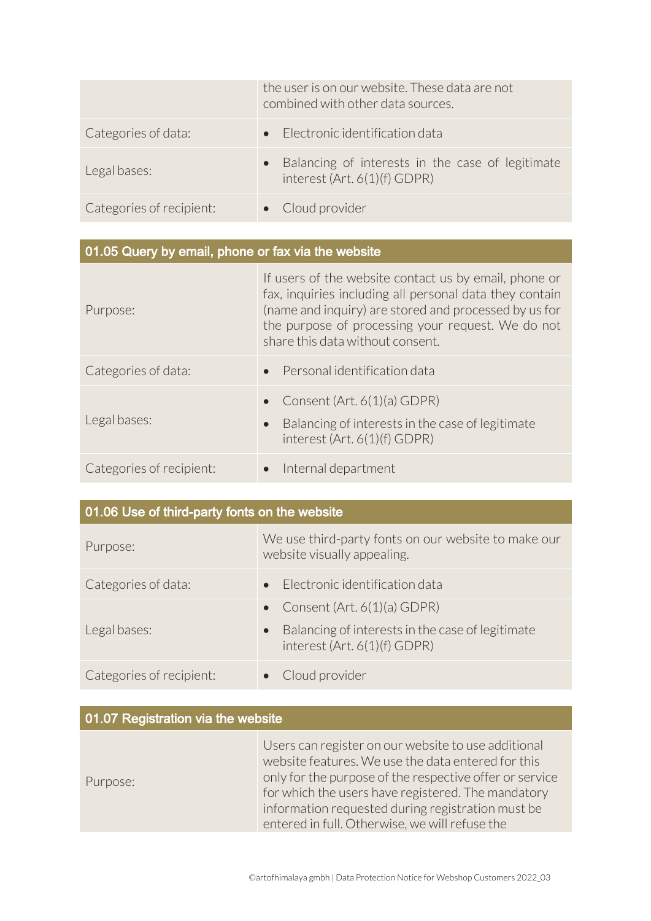| | |
|---|---|
| | the user is on our website. These data are not combined with other data sources. |
| Categories of data: | • Electronic identification data |
| Legal bases: | • Balancing of interests in the case of legitimate interest (Art. 6(1)(f) GDPR) |
| Categories of recipient: | • Cloud provider |

| 01.05 Query by email, phone or fax via the website | |
|---|---|
| Purpose: | If users of the website contact us by email, phone or fax, inquiries including all personal data they contain (name and inquiry) are stored and processed by us for the purpose of processing your request. We do not share this data without consent. |
| Categories of data: | • Personal identification data |
| Legal bases: | • Consent (Art. 6(1)(a) GDPR)<br>• Balancing of interests in the case of legitimate interest (Art. 6(1)(f) GDPR) |
| Categories of recipient: | • Internal department |

| 01.06 Use of third-party fonts on the website | |
|---|---|
| Purpose: | We use third-party fonts on our website to make our website visually appealing. |
| Categories of data: | • Electronic identification data |
| Legal bases: | • Consent (Art. 6(1)(a) GDPR)<br>• Balancing of interests in the case of legitimate interest (Art. 6(1)(f) GDPR) |
| Categories of recipient: | • Cloud provider |

| 01.07 Registration via the website | |
|---|---|
| Purpose: | Users can register on our website to use additional website features. We use the data entered for this only for the purpose of the respective offer or service for which the users have registered. The mandatory information requested during registration must be entered in full. Otherwise, we will refuse the |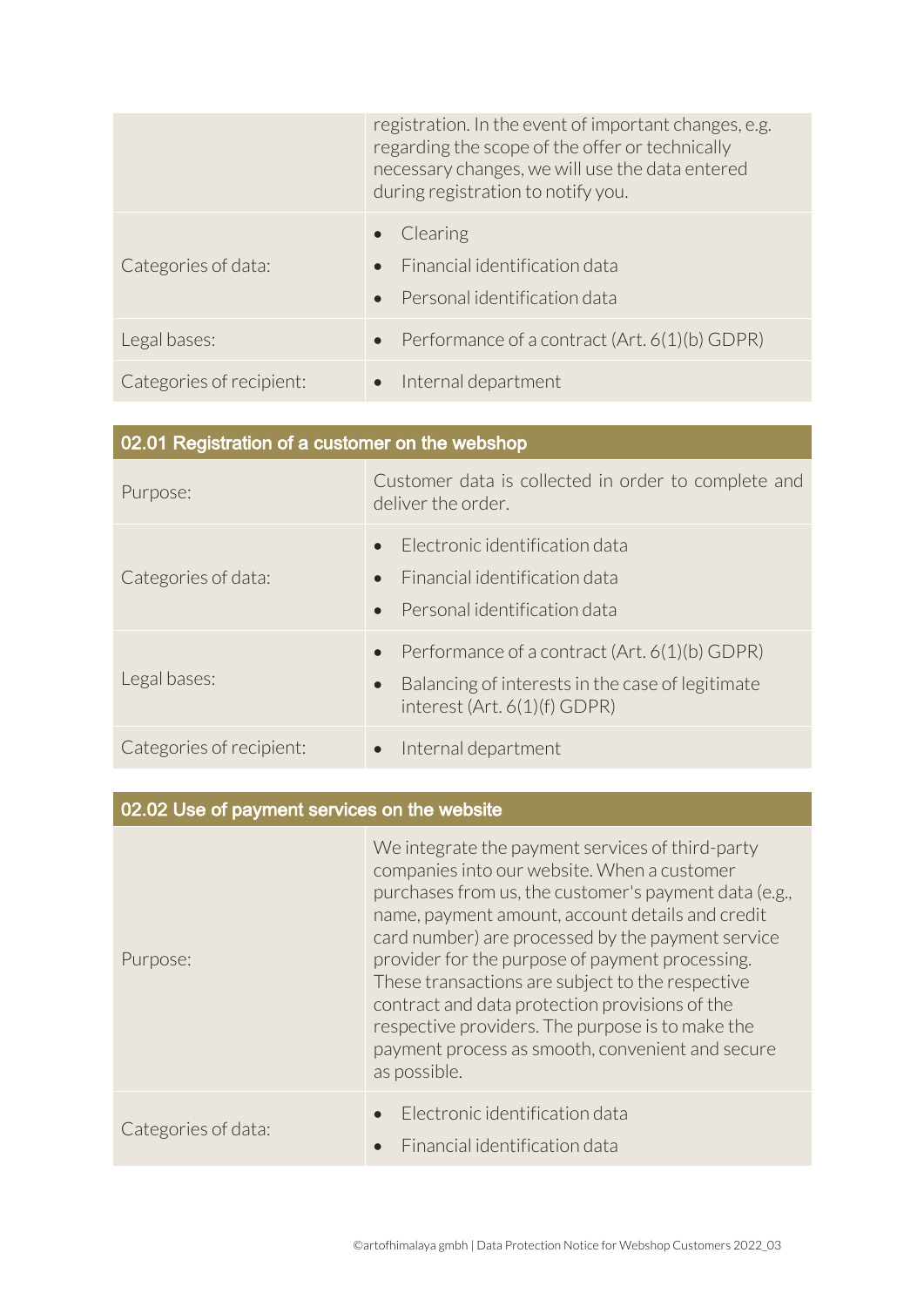| | |
|---|---|
| | registration. In the event of important changes, e.g. regarding the scope of the offer or technically necessary changes, we will use the data entered during registration to notify you. |
| Categories of data: | • Clearing<br>• Financial identification data<br>• Personal identification data |
| Legal bases: | • Performance of a contract (Art. 6(1)(b) GDPR) |
| Categories of recipient: | • Internal department |

| 02.01 Registration of a customer on the webshop | |
|---|---|
| Purpose: | Customer data is collected in order to complete and deliver the order. |
| Categories of data: | • Electronic identification data<br>• Financial identification data<br>• Personal identification data |
| Legal bases: | • Performance of a contract (Art. 6(1)(b) GDPR)<br>• Balancing of interests in the case of legitimate interest (Art. 6(1)(f) GDPR) |
| Categories of recipient: | • Internal department |

| 02.02 Use of payment services on the website | |
|---|---|
| Purpose: | We integrate the payment services of third-party companies into our website. When a customer purchases from us, the customer's payment data (e.g., name, payment amount, account details and credit card number) are processed by the payment service provider for the purpose of payment processing. These transactions are subject to the respective contract and data protection provisions of the respective providers. The purpose is to make the payment process as smooth, convenient and secure as possible. |
| Categories of data: | • Electronic identification data<br>• Financial identification data |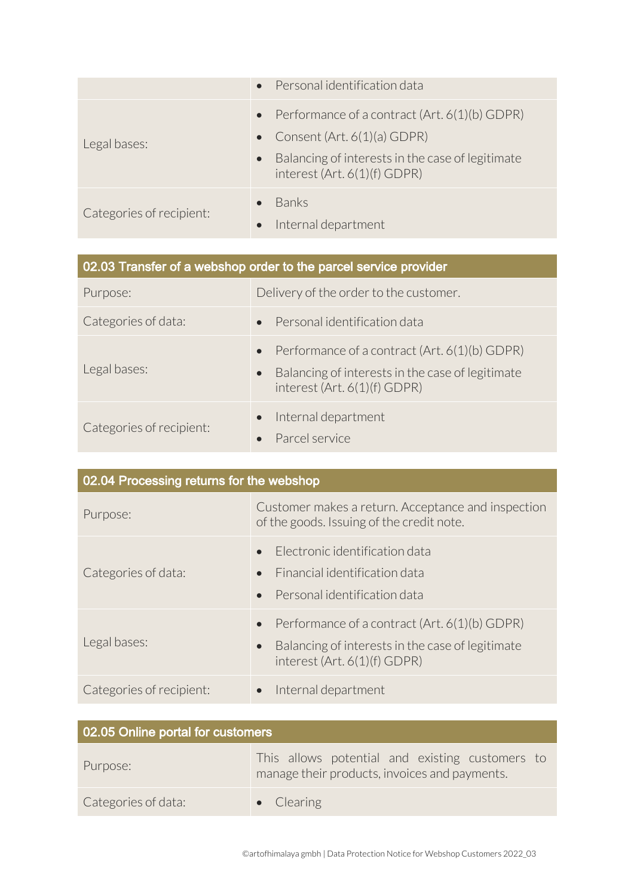| | |
|---|---|
| | • Personal identification data |
| Legal bases: | • Performance of a contract (Art. 6(1)(b) GDPR)<br>• Consent (Art. 6(1)(a) GDPR)<br>• Balancing of interests in the case of legitimate interest (Art. 6(1)(f) GDPR) |
| Categories of recipient: | • Banks<br>• Internal department |

| 02.03 Transfer of a webshop order to the parcel service provider | |
|---|---|
| Purpose: | Delivery of the order to the customer. |
| Categories of data: | • Personal identification data |
| Legal bases: | • Performance of a contract (Art. 6(1)(b) GDPR)<br>• Balancing of interests in the case of legitimate interest (Art. 6(1)(f) GDPR) |
| Categories of recipient: | • Internal department<br>• Parcel service |

| 02.04 Processing returns for the webshop | |
|---|---|
| Purpose: | Customer makes a return. Acceptance and inspection of the goods. Issuing of the credit note. |
| Categories of data: | • Electronic identification data<br>• Financial identification data<br>• Personal identification data |
| Legal bases: | • Performance of a contract (Art. 6(1)(b) GDPR)<br>• Balancing of interests in the case of legitimate interest (Art. 6(1)(f) GDPR) |
| Categories of recipient: | • Internal department |

| 02.05 Online portal for customers | |
|---|---|
| Purpose: | This allows potential and existing customers to manage their products, invoices and payments. |
| Categories of data: | • Clearing |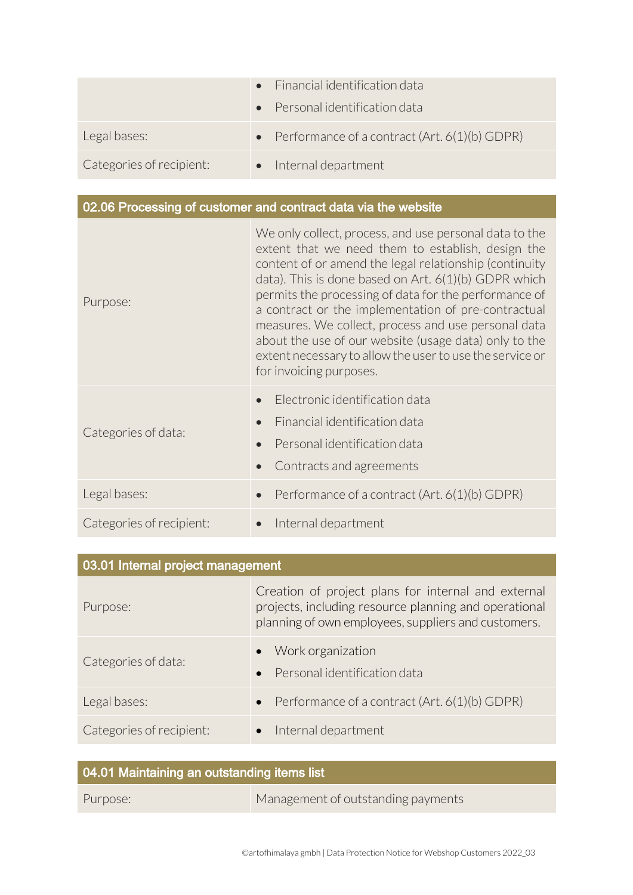| | |
|---|---|
| | • Financial identification data<br>• Personal identification data |
| Legal bases: | • Performance of a contract (Art. 6(1)(b) GDPR) |
| Categories of recipient: | • Internal department |

| 02.06 Processing of customer and contract data via the website | |
|---|---|
| Purpose: | We only collect, process, and use personal data to the extent that we need them to establish, design the content of or amend the legal relationship (continuity data). This is done based on Art. 6(1)(b) GDPR which permits the processing of data for the performance of a contract or the implementation of pre-contractual measures. We collect, process and use personal data about the use of our website (usage data) only to the extent necessary to allow the user to use the service or for invoicing purposes. |
| Categories of data: | • Electronic identification data<br>• Financial identification data<br>• Personal identification data<br>• Contracts and agreements |
| Legal bases: | • Performance of a contract (Art. 6(1)(b) GDPR) |
| Categories of recipient: | • Internal department |

| 03.01 Internal project management | |
|---|---|
| Purpose: | Creation of project plans for internal and external projects, including resource planning and operational planning of own employees, suppliers and customers. |
| Categories of data: | • Work organization<br>• Personal identification data |
| Legal bases: | • Performance of a contract (Art. 6(1)(b) GDPR) |
| Categories of recipient: | • Internal department |

| 04.01 Maintaining an outstanding items list | |
|---|---|
| Purpose: | Management of outstanding payments |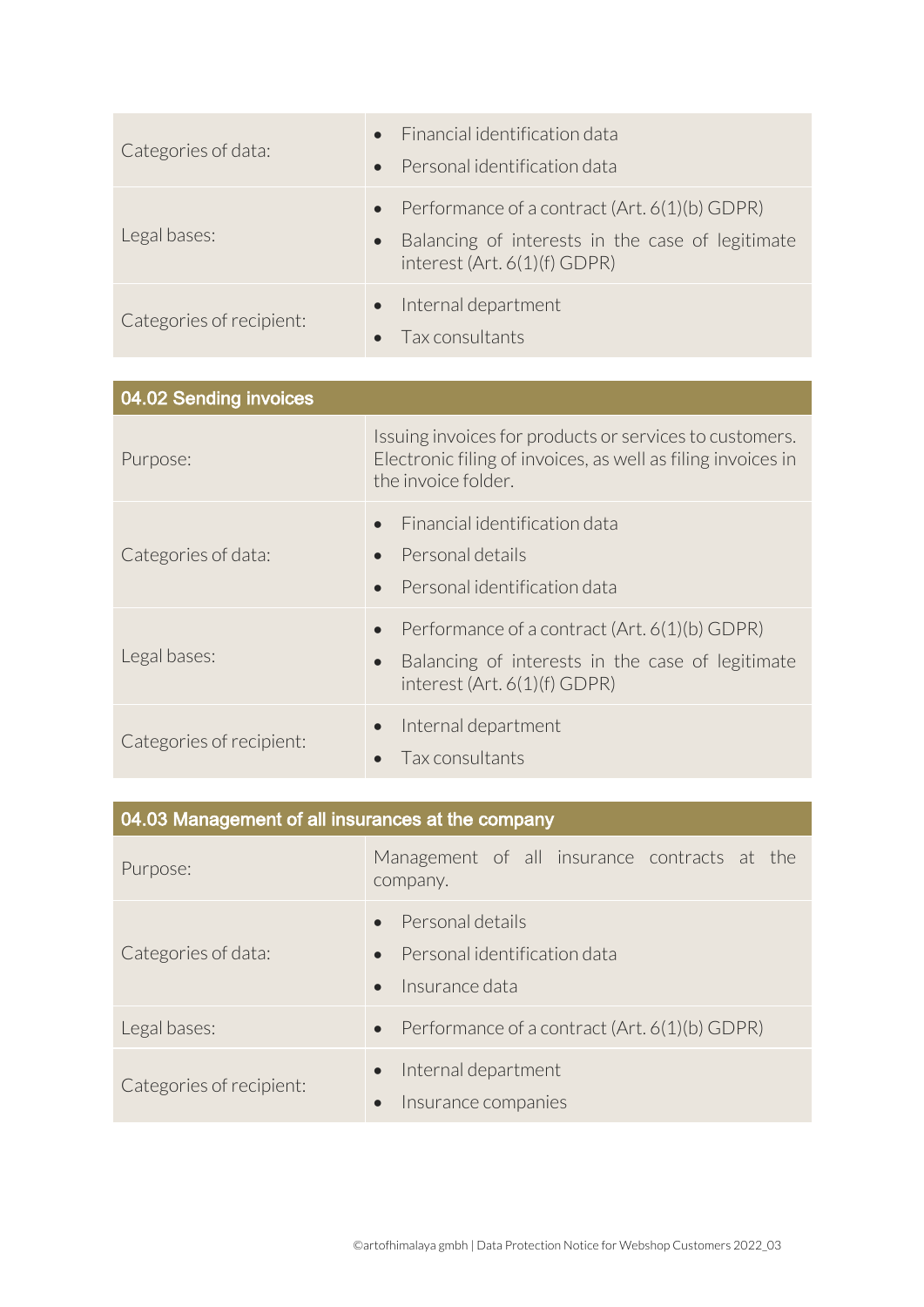| | |
|---|---|
| Categories of data: | • Financial identification data<br>• Personal identification data |
| Legal bases: | • Performance of a contract (Art. 6(1)(b) GDPR)<br>• Balancing of interests in the case of legitimate interest (Art. 6(1)(f) GDPR) |
| Categories of recipient: | • Internal department<br>• Tax consultants |

| 04.02 Sending invoices | |
|---|---|
| Purpose: | Issuing invoices for products or services to customers. Electronic filing of invoices, as well as filing invoices in the invoice folder. |
| Categories of data: | • Financial identification data<br>• Personal details<br>• Personal identification data |
| Legal bases: | • Performance of a contract (Art. 6(1)(b) GDPR)<br>• Balancing of interests in the case of legitimate interest (Art. 6(1)(f) GDPR) |
| Categories of recipient: | • Internal department<br>• Tax consultants |

| 04.03 Management of all insurances at the company | |
|---|---|
| Purpose: | Management of all insurance contracts at the company. |
| Categories of data: | • Personal details<br>• Personal identification data<br>• Insurance data |
| Legal bases: | • Performance of a contract (Art. 6(1)(b) GDPR) |
| Categories of recipient: | • Internal department<br>• Insurance companies |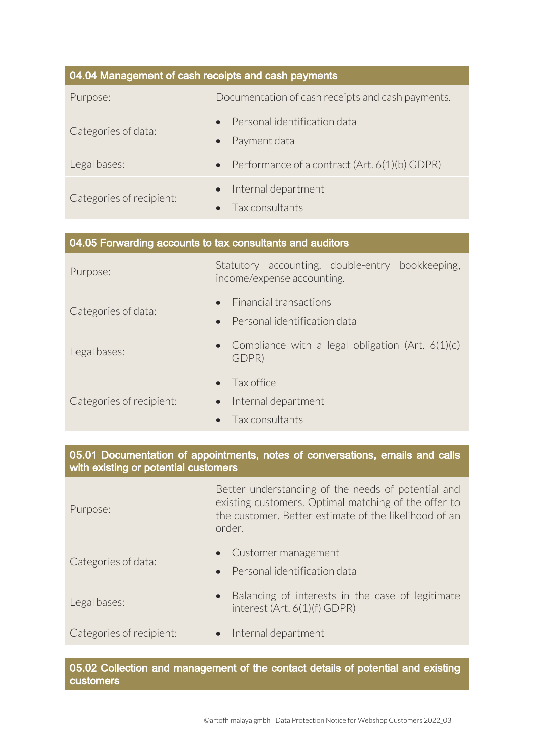| 04.04 Management of cash receipts and cash payments | |
|---|---|
| Purpose: | Documentation of cash receipts and cash payments. |
| Categories of data: | • Personal identification data<br>• Payment data |
| Legal bases: | • Performance of a contract (Art. 6(1)(b) GDPR) |
| Categories of recipient: | • Internal department<br>• Tax consultants |

| 04.05 Forwarding accounts to tax consultants and auditors | |
|---|---|
| Purpose: | Statutory accounting, double-entry bookkeeping, income/expense accounting. |
| Categories of data: | • Financial transactions<br>• Personal identification data |
| Legal bases: | • Compliance with a legal obligation (Art. 6(1)(c) GDPR) |
| Categories of recipient: | • Tax office<br>• Internal department<br>• Tax consultants |

| 05.01 Documentation of appointments, notes of conversations, emails and calls with existing or potential customers | |
|---|---|
| Purpose: | Better understanding of the needs of potential and existing customers. Optimal matching of the offer to the customer. Better estimate of the likelihood of an order. |
| Categories of data: | • Customer management<br>• Personal identification data |
| Legal bases: | • Balancing of interests in the case of legitimate interest (Art. 6(1)(f) GDPR) |
| Categories of recipient: | • Internal department |

| 05.02 Collection and management of the contact details of potential and existing customers |
|---|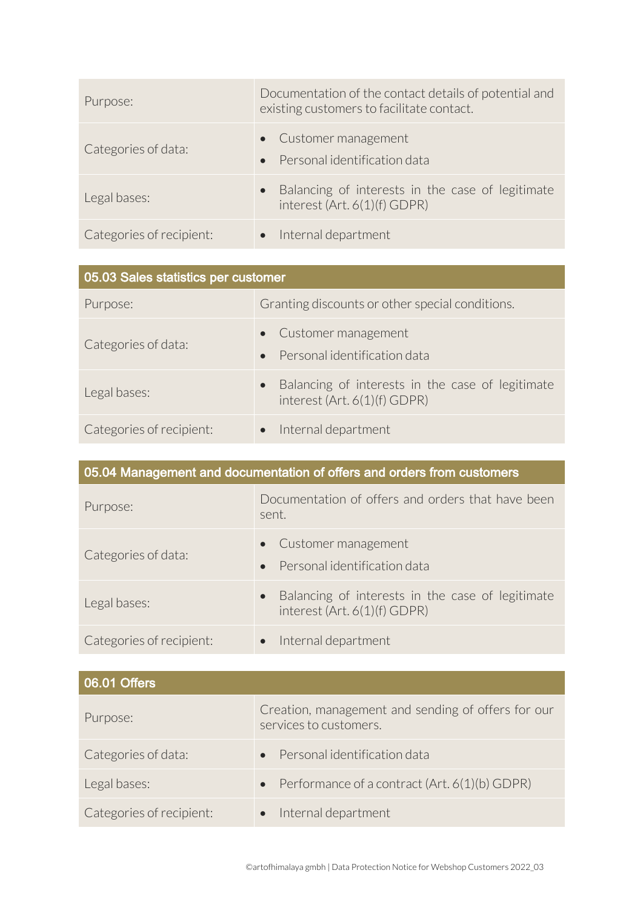| | |
|---|---|
| Purpose: | Documentation of the contact details of potential and existing customers to facilitate contact. |
| Categories of data: | • Customer management<br>• Personal identification data |
| Legal bases: | • Balancing of interests in the case of legitimate interest (Art. 6(1)(f) GDPR) |
| Categories of recipient: | • Internal department |

| 05.03 Sales statistics per customer | |
|---|---|
| Purpose: | Granting discounts or other special conditions. |
| Categories of data: | • Customer management<br>• Personal identification data |
| Legal bases: | • Balancing of interests in the case of legitimate interest (Art. 6(1)(f) GDPR) |
| Categories of recipient: | • Internal department |

| 05.04 Management and documentation of offers and orders from customers | |
|---|---|
| Purpose: | Documentation of offers and orders that have been sent. |
| Categories of data: | • Customer management<br>• Personal identification data |
| Legal bases: | • Balancing of interests in the case of legitimate interest (Art. 6(1)(f) GDPR) |
| Categories of recipient: | • Internal department |

| 06.01 Offers | |
|---|---|
| Purpose: | Creation, management and sending of offers for our services to customers. |
| Categories of data: | • Personal identification data |
| Legal bases: | • Performance of a contract (Art. 6(1)(b) GDPR) |
| Categories of recipient: | • Internal department |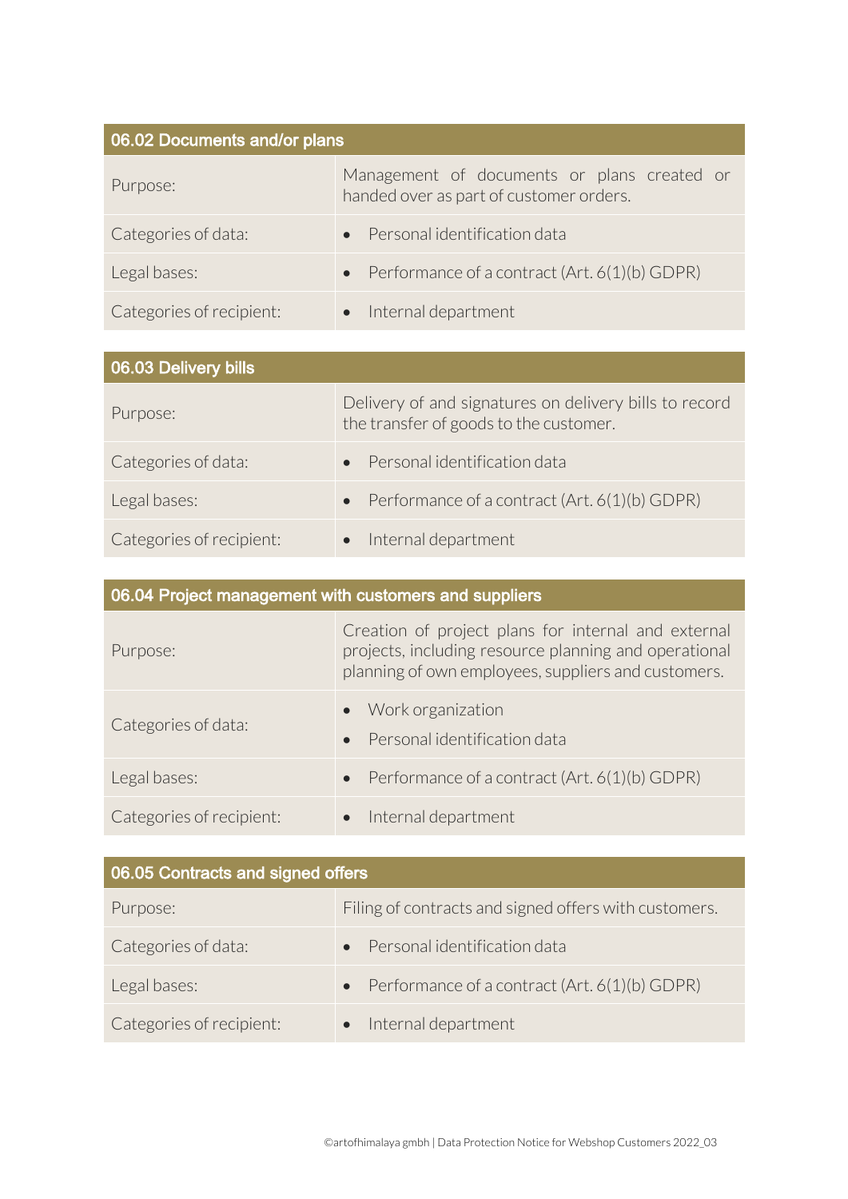| 06.02 Documents and/or plans | |
|---|---|
| Purpose: | Management of documents or plans created or handed over as part of customer orders. |
| Categories of data: | • Personal identification data |
| Legal bases: | • Performance of a contract (Art. 6(1)(b) GDPR) |
| Categories of recipient: | • Internal department |

| 06.03 Delivery bills | |
|---|---|
| Purpose: | Delivery of and signatures on delivery bills to record the transfer of goods to the customer. |
| Categories of data: | • Personal identification data |
| Legal bases: | • Performance of a contract (Art. 6(1)(b) GDPR) |
| Categories of recipient: | • Internal department |

| 06.04 Project management with customers and suppliers | |
|---|---|
| Purpose: | Creation of project plans for internal and external projects, including resource planning and operational planning of own employees, suppliers and customers. |
| Categories of data: | • Work organization<br>• Personal identification data |
| Legal bases: | • Performance of a contract (Art. 6(1)(b) GDPR) |
| Categories of recipient: | • Internal department |

| 06.05 Contracts and signed offers | |
|---|---|
| Purpose: | Filing of contracts and signed offers with customers. |
| Categories of data: | • Personal identification data |
| Legal bases: | • Performance of a contract (Art. 6(1)(b) GDPR) |
| Categories of recipient: | • Internal department |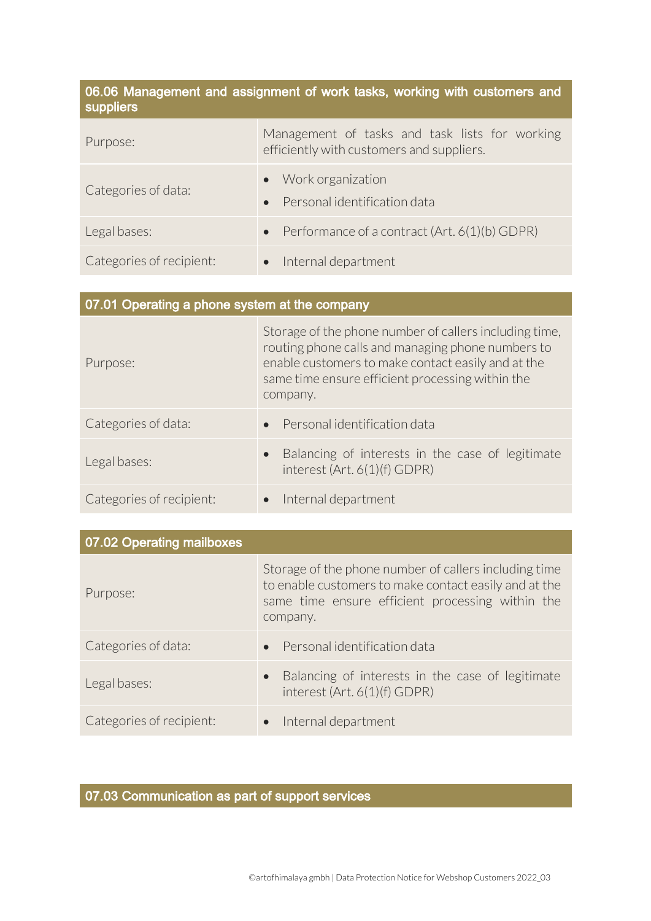## 06.06 Management and assignment of work tasks, working with customers and suppliers

| | |
|---|---|
| Purpose: | Management of tasks and task lists for working efficiently with customers and suppliers. |
| Categories of data: | • Work organization<br>• Personal identification data |
| Legal bases: | • Performance of a contract (Art. 6(1)(b) GDPR) |
| Categories of recipient: | • Internal department |

## 07.01 Operating a phone system at the company

| | |
|---|---|
| Purpose: | Storage of the phone number of callers including time, routing phone calls and managing phone numbers to enable customers to make contact easily and at the same time ensure efficient processing within the company. |
| Categories of data: | • Personal identification data |
| Legal bases: | • Balancing of interests in the case of legitimate interest (Art. 6(1)(f) GDPR) |
| Categories of recipient: | • Internal department |

## 07.02 Operating mailboxes

| | |
|---|---|
| Purpose: | Storage of the phone number of callers including time to enable customers to make contact easily and at the same time ensure efficient processing within the company. |
| Categories of data: | • Personal identification data |
| Legal bases: | • Balancing of interests in the case of legitimate interest (Art. 6(1)(f) GDPR) |
| Categories of recipient: | • Internal department |

## 07.03 Communication as part of support services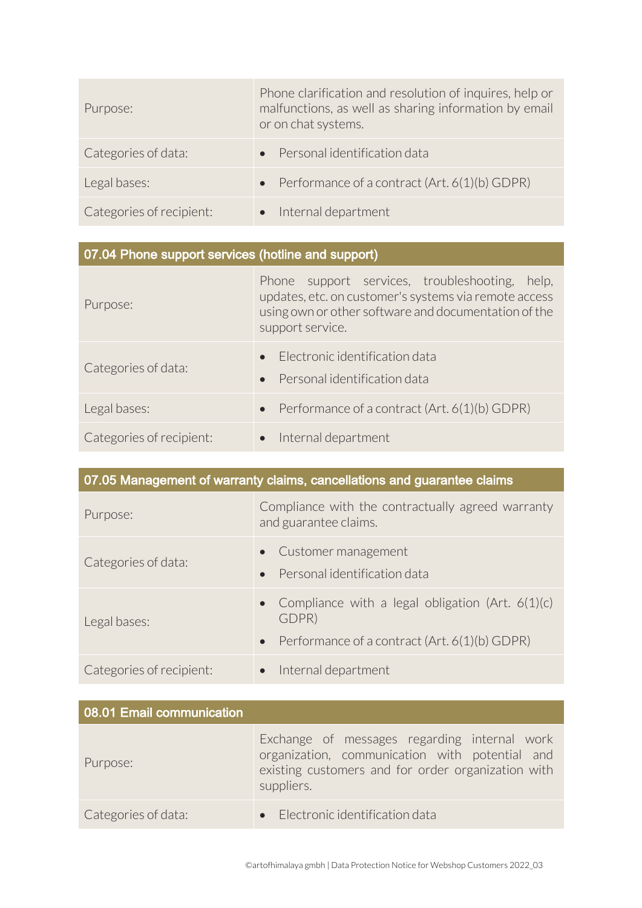| | |
|---|---|
| Purpose: | Phone clarification and resolution of inquires, help or malfunctions, as well as sharing information by email or on chat systems. |
| Categories of data: | • Personal identification data |
| Legal bases: | • Performance of a contract (Art. 6(1)(b) GDPR) |
| Categories of recipient: | • Internal department |

| 07.04 Phone support services (hotline and support) | |
|---|---|
| Purpose: | Phone support services, troubleshooting, help, updates, etc. on customer's systems via remote access using own or other software and documentation of the support service. |
| Categories of data: | • Electronic identification data<br>• Personal identification data |
| Legal bases: | • Performance of a contract (Art. 6(1)(b) GDPR) |
| Categories of recipient: | • Internal department |

| 07.05 Management of warranty claims, cancellations and guarantee claims | |
|---|---|
| Purpose: | Compliance with the contractually agreed warranty and guarantee claims. |
| Categories of data: | • Customer management<br>• Personal identification data |
| Legal bases: | • Compliance with a legal obligation (Art. 6(1)(c) GDPR)<br>• Performance of a contract (Art. 6(1)(b) GDPR) |
| Categories of recipient: | • Internal department |

| 08.01 Email communication | |
|---|---|
| Purpose: | Exchange of messages regarding internal work organization, communication with potential and existing customers and for order organization with suppliers. |
| Categories of data: | • Electronic identification data |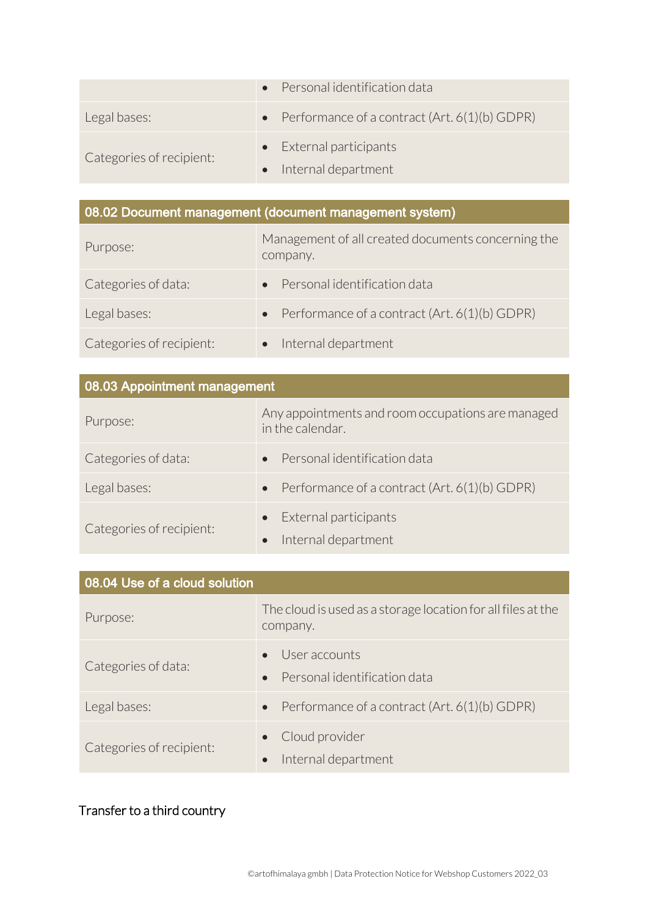| | |
|---|---|
| | • Personal identification data |
| Legal bases: | • Performance of a contract (Art. 6(1)(b) GDPR) |
| Categories of recipient: | • External participants<br>• Internal department |

| 08.02 Document management (document management system) | |
|---|---|
| Purpose: | Management of all created documents concerning the company. |
| Categories of data: | • Personal identification data |
| Legal bases: | • Performance of a contract (Art. 6(1)(b) GDPR) |
| Categories of recipient: | • Internal department |

| 08.03 Appointment management | |
|---|---|
| Purpose: | Any appointments and room occupations are managed in the calendar. |
| Categories of data: | • Personal identification data |
| Legal bases: | • Performance of a contract (Art. 6(1)(b) GDPR) |
| Categories of recipient: | • External participants<br>• Internal department |

| 08.04 Use of a cloud solution | |
|---|---|
| Purpose: | The cloud is used as a storage location for all files at the company. |
| Categories of data: | • User accounts<br>• Personal identification data |
| Legal bases: | • Performance of a contract (Art. 6(1)(b) GDPR) |
| Categories of recipient: | • Cloud provider<br>• Internal department |

## Transfer to a third country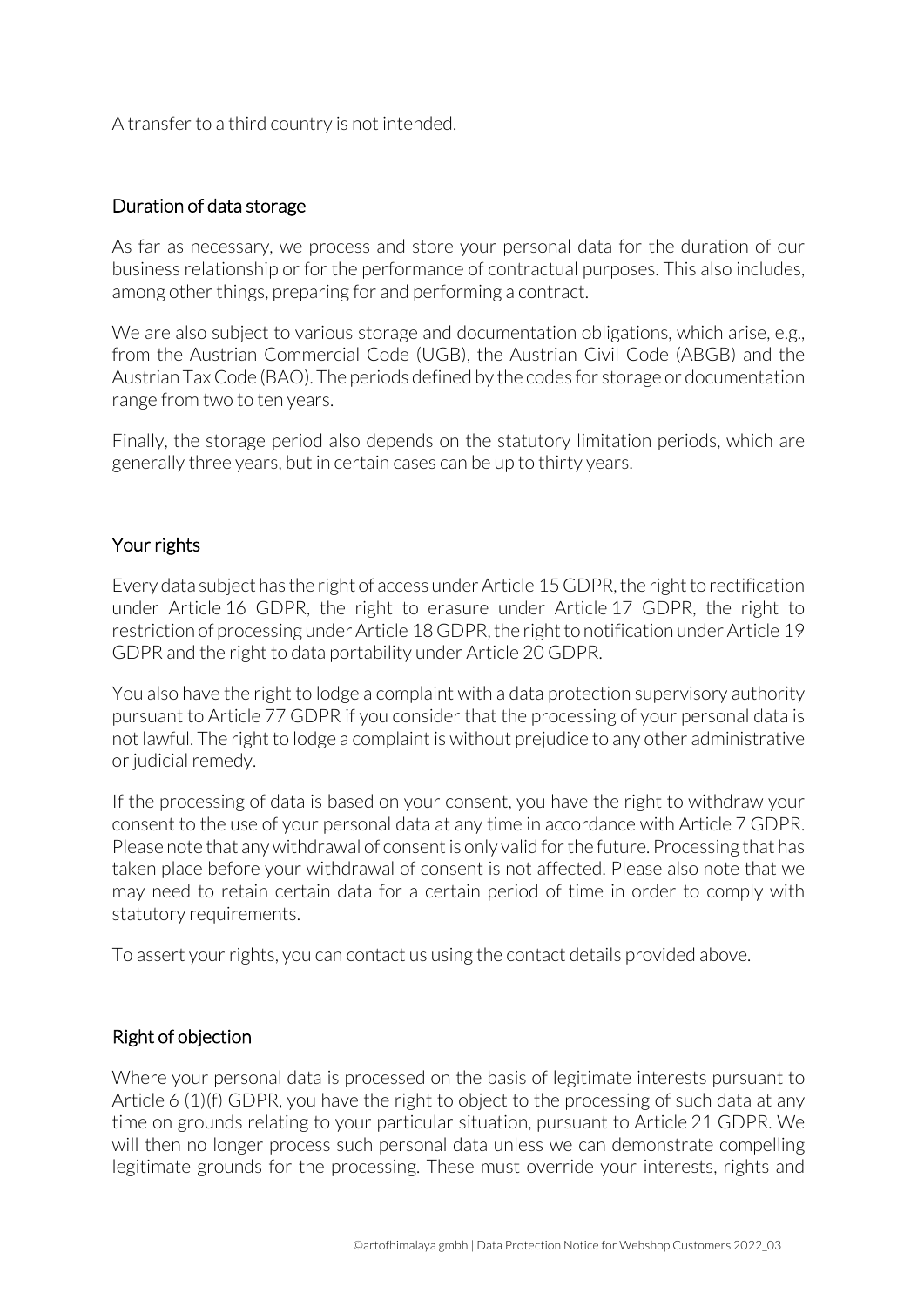A transfer to a third country is not intended.

## Duration of data storage

As far as necessary, we process and store your personal data for the duration of our business relationship or for the performance of contractual purposes. This also includes, among other things, preparing for and performing a contract.

We are also subject to various storage and documentation obligations, which arise, e.g., from the Austrian Commercial Code (UGB), the Austrian Civil Code (ABGB) and the Austrian Tax Code (BAO). The periods defined by the codes for storage or documentation range from two to ten years.

Finally, the storage period also depends on the statutory limitation periods, which are generally three years, but in certain cases can be up to thirty years.

## Your rights

Every data subject has the right of access under Article 15 GDPR, the right to rectification under Article 16 GDPR, the right to erasure under Article 17 GDPR, the right to restriction of processing under Article 18 GDPR, the right to notification under Article 19 GDPR and the right to data portability under Article 20 GDPR.

You also have the right to lodge a complaint with a data protection supervisory authority pursuant to Article 77 GDPR if you consider that the processing of your personal data is not lawful. The right to lodge a complaint is without prejudice to any other administrative or judicial remedy.

If the processing of data is based on your consent, you have the right to withdraw your consent to the use of your personal data at any time in accordance with Article 7 GDPR. Please note that any withdrawal of consent is only valid for the future. Processing that has taken place before your withdrawal of consent is not affected. Please also note that we may need to retain certain data for a certain period of time in order to comply with statutory requirements.

To assert your rights, you can contact us using the contact details provided above.

## Right of objection

Where your personal data is processed on the basis of legitimate interests pursuant to Article 6 (1)(f) GDPR, you have the right to object to the processing of such data at any time on grounds relating to your particular situation, pursuant to Article 21 GDPR. We will then no longer process such personal data unless we can demonstrate compelling legitimate grounds for the processing. These must override your interests, rights and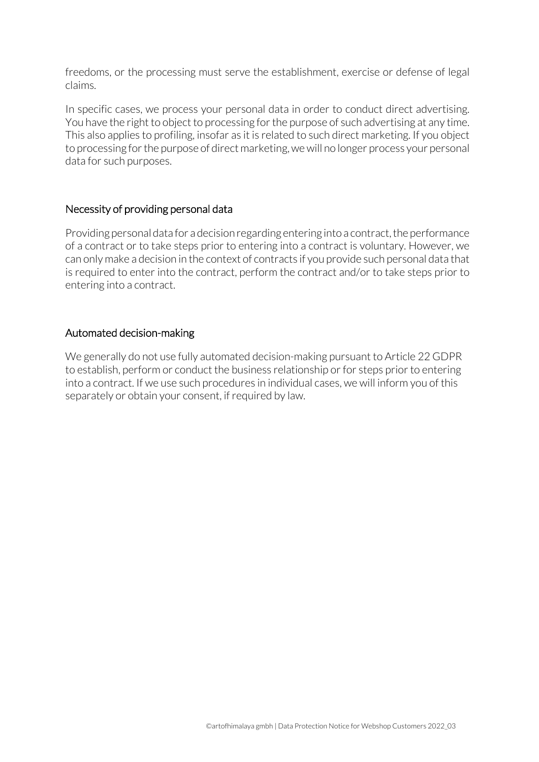freedoms, or the processing must serve the establishment, exercise or defense of legal claims.

In specific cases, we process your personal data in order to conduct direct advertising. You have the right to object to processing for the purpose of such advertising at any time. This also applies to profiling, insofar as it is related to such direct marketing. If you object to processing for the purpose of direct marketing, we will no longer process your personal data for such purposes.

## Necessity of providing personal data

Providing personal data for a decision regarding entering into a contract, the performance of a contract or to take steps prior to entering into a contract is voluntary. However, we can only make a decision in the context of contracts if you provide such personal data that is required to enter into the contract, perform the contract and/or to take steps prior to entering into a contract.

## Automated decision-making

We generally do not use fully automated decision-making pursuant to Article 22 GDPR to establish, perform or conduct the business relationship or for steps prior to entering into a contract. If we use such procedures in individual cases, we will inform you of this separately or obtain your consent, if required by law.